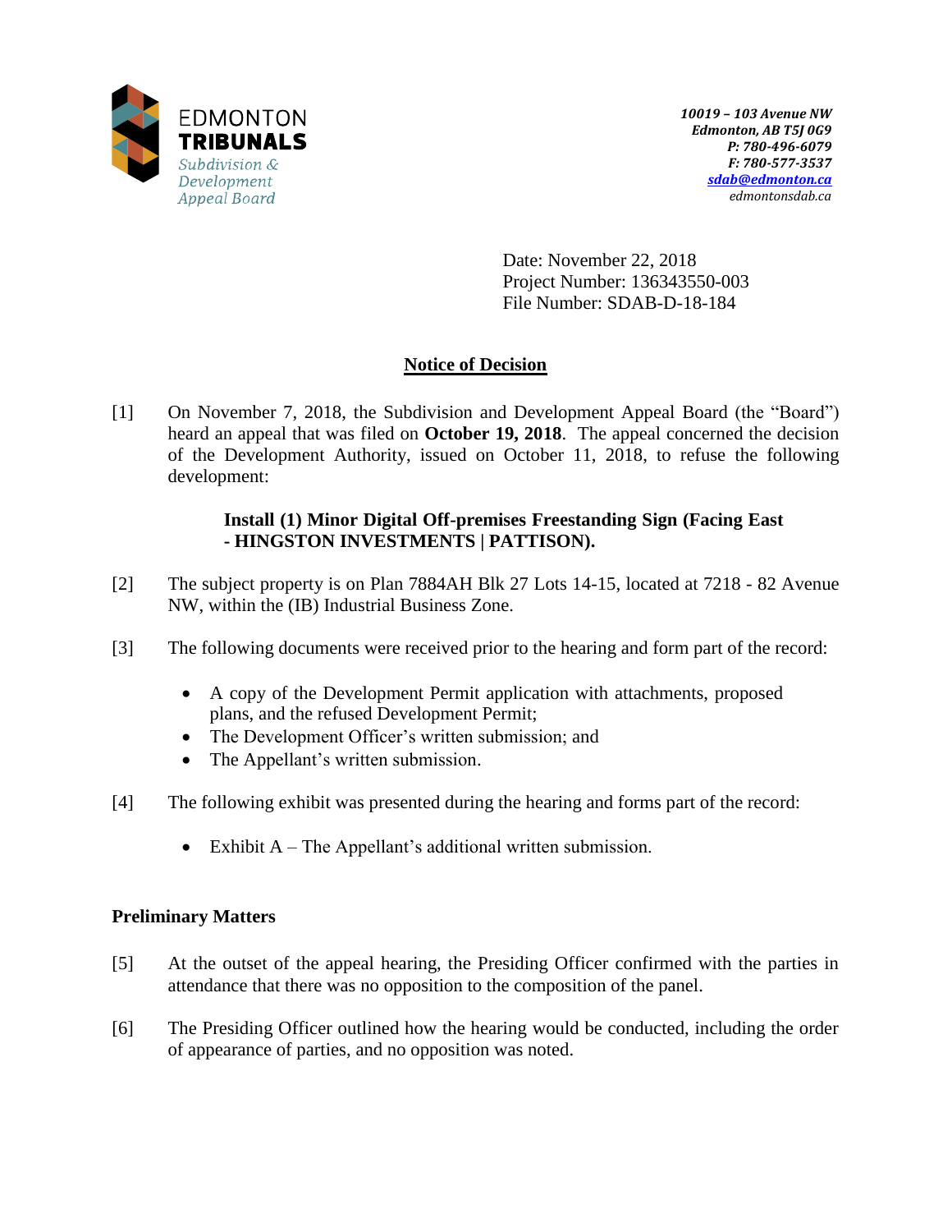EDMONTON
**TRIBUNALS**
*Subdivision & Development Appeal Board*

***10019 – 103 Avenue NW***
***Edmonton, AB T5J 0G9***
***P: 780-496-6079***
***F: 780-577-3537***
***sdab@edmonton.ca***
*edmontonsdab.ca*

Date: November 22, 2018
Project Number: 136343550-003
File Number: SDAB-D-18-184

## Notice of Decision

[1] On November 7, 2018, the Subdivision and Development Appeal Board (the "Board") heard an appeal that was filed on **October 19, 2018**. The appeal concerned the decision of the Development Authority, issued on October 11, 2018, to refuse the following development:

> **Install (1) Minor Digital Off-premises Freestanding Sign (Facing East - HINGSTON INVESTMENTS | PATTISON).**

[2] The subject property is on Plan 7884AH Blk 27 Lots 14-15, located at 7218 - 82 Avenue NW, within the (IB) Industrial Business Zone.

[3] The following documents were received prior to the hearing and form part of the record:

- A copy of the Development Permit application with attachments, proposed plans, and the refused Development Permit;
- The Development Officer's written submission; and
- The Appellant's written submission.

[4] The following exhibit was presented during the hearing and forms part of the record:

- Exhibit A – The Appellant's additional written submission.

### Preliminary Matters

[5] At the outset of the appeal hearing, the Presiding Officer confirmed with the parties in attendance that there was no opposition to the composition of the panel.

[6] The Presiding Officer outlined how the hearing would be conducted, including the order of appearance of parties, and no opposition was noted.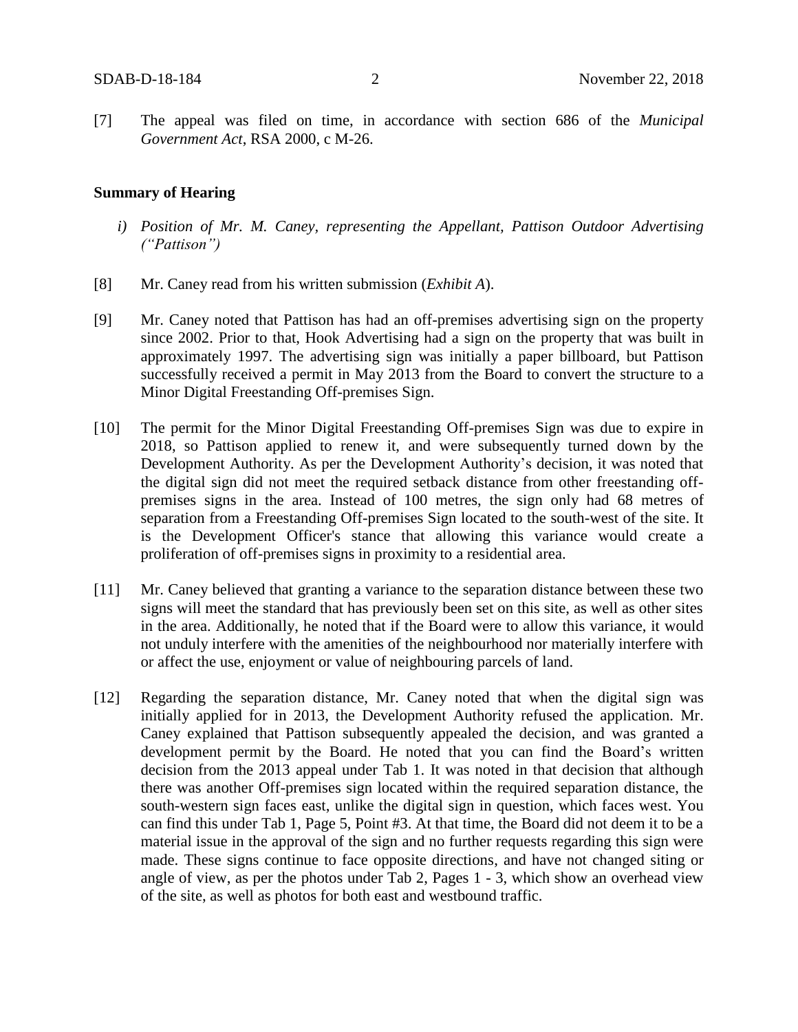[7] The appeal was filed on time, in accordance with section 686 of the *Municipal Government Act*, RSA 2000, c M-26.

**Summary of Hearing**

*i) Position of Mr. M. Caney, representing the Appellant, Pattison Outdoor Advertising ("Pattison")*

[8] Mr. Caney read from his written submission (*Exhibit A*).

[9] Mr. Caney noted that Pattison has had an off-premises advertising sign on the property since 2002. Prior to that, Hook Advertising had a sign on the property that was built in approximately 1997. The advertising sign was initially a paper billboard, but Pattison successfully received a permit in May 2013 from the Board to convert the structure to a Minor Digital Freestanding Off-premises Sign.

[10] The permit for the Minor Digital Freestanding Off-premises Sign was due to expire in 2018, so Pattison applied to renew it, and were subsequently turned down by the Development Authority. As per the Development Authority's decision, it was noted that the digital sign did not meet the required setback distance from other freestanding off-premises signs in the area. Instead of 100 metres, the sign only had 68 metres of separation from a Freestanding Off-premises Sign located to the south-west of the site. It is the Development Officer's stance that allowing this variance would create a proliferation of off-premises signs in proximity to a residential area.

[11] Mr. Caney believed that granting a variance to the separation distance between these two signs will meet the standard that has previously been set on this site, as well as other sites in the area. Additionally, he noted that if the Board were to allow this variance, it would not unduly interfere with the amenities of the neighbourhood nor materially interfere with or affect the use, enjoyment or value of neighbouring parcels of land.

[12] Regarding the separation distance, Mr. Caney noted that when the digital sign was initially applied for in 2013, the Development Authority refused the application. Mr. Caney explained that Pattison subsequently appealed the decision, and was granted a development permit by the Board. He noted that you can find the Board's written decision from the 2013 appeal under Tab 1. It was noted in that decision that although there was another Off-premises sign located within the required separation distance, the south-western sign faces east, unlike the digital sign in question, which faces west. You can find this under Tab 1, Page 5, Point #3. At that time, the Board did not deem it to be a material issue in the approval of the sign and no further requests regarding this sign were made. These signs continue to face opposite directions, and have not changed siting or angle of view, as per the photos under Tab 2, Pages 1 - 3, which show an overhead view of the site, as well as photos for both east and westbound traffic.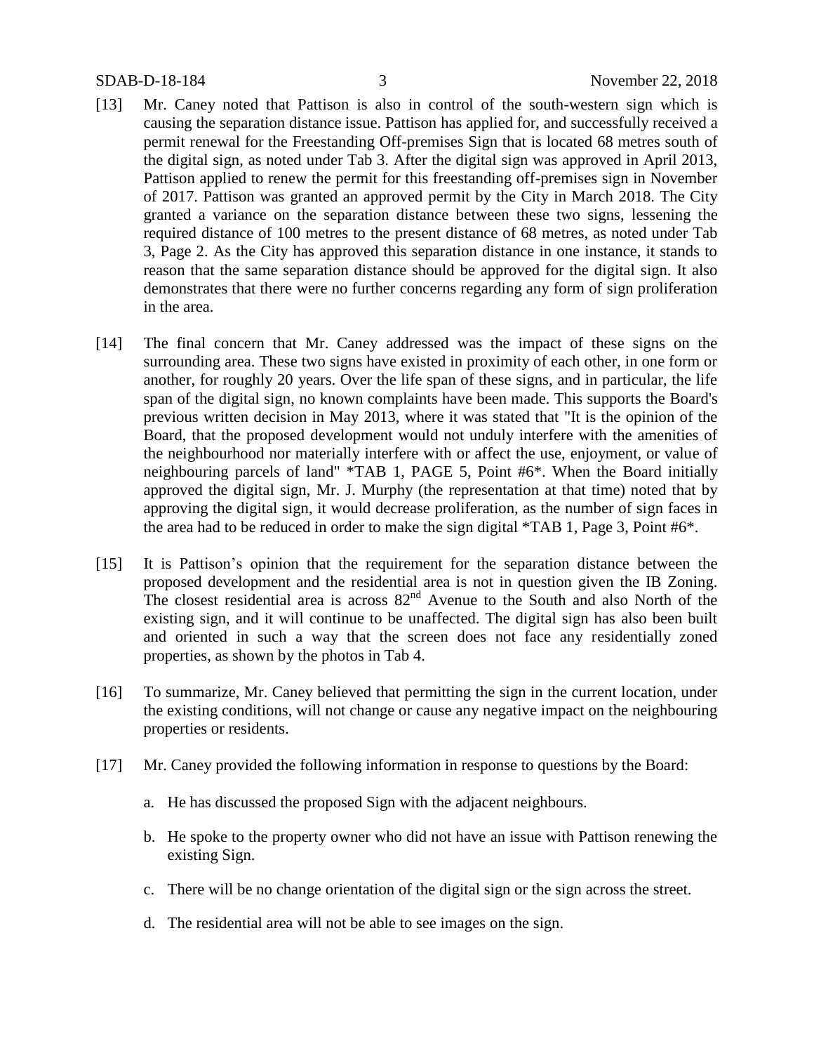[13] Mr. Caney noted that Pattison is also in control of the south-western sign which is causing the separation distance issue. Pattison has applied for, and successfully received a permit renewal for the Freestanding Off-premises Sign that is located 68 metres south of the digital sign, as noted under Tab 3. After the digital sign was approved in April 2013, Pattison applied to renew the permit for this freestanding off-premises sign in November of 2017. Pattison was granted an approved permit by the City in March 2018. The City granted a variance on the separation distance between these two signs, lessening the required distance of 100 metres to the present distance of 68 metres, as noted under Tab 3, Page 2. As the City has approved this separation distance in one instance, it stands to reason that the same separation distance should be approved for the digital sign. It also demonstrates that there were no further concerns regarding any form of sign proliferation in the area.

[14] The final concern that Mr. Caney addressed was the impact of these signs on the surrounding area. These two signs have existed in proximity of each other, in one form or another, for roughly 20 years. Over the life span of these signs, and in particular, the life span of the digital sign, no known complaints have been made. This supports the Board's previous written decision in May 2013, where it was stated that "It is the opinion of the Board, that the proposed development would not unduly interfere with the amenities of the neighbourhood nor materially interfere with or affect the use, enjoyment, or value of neighbouring parcels of land" *TAB 1, PAGE 5, Point #6*. When the Board initially approved the digital sign, Mr. J. Murphy (the representation at that time) noted that by approving the digital sign, it would decrease proliferation, as the number of sign faces in the area had to be reduced in order to make the sign digital *TAB 1, Page 3, Point #6*.

[15] It is Pattison's opinion that the requirement for the separation distance between the proposed development and the residential area is not in question given the IB Zoning. The closest residential area is across 82nd Avenue to the South and also North of the existing sign, and it will continue to be unaffected. The digital sign has also been built and oriented in such a way that the screen does not face any residentially zoned properties, as shown by the photos in Tab 4.

[16] To summarize, Mr. Caney believed that permitting the sign in the current location, under the existing conditions, will not change or cause any negative impact on the neighbouring properties or residents.

[17] Mr. Caney provided the following information in response to questions by the Board:

a. He has discussed the proposed Sign with the adjacent neighbours.

b. He spoke to the property owner who did not have an issue with Pattison renewing the existing Sign.

c. There will be no change orientation of the digital sign or the sign across the street.

d. The residential area will not be able to see images on the sign.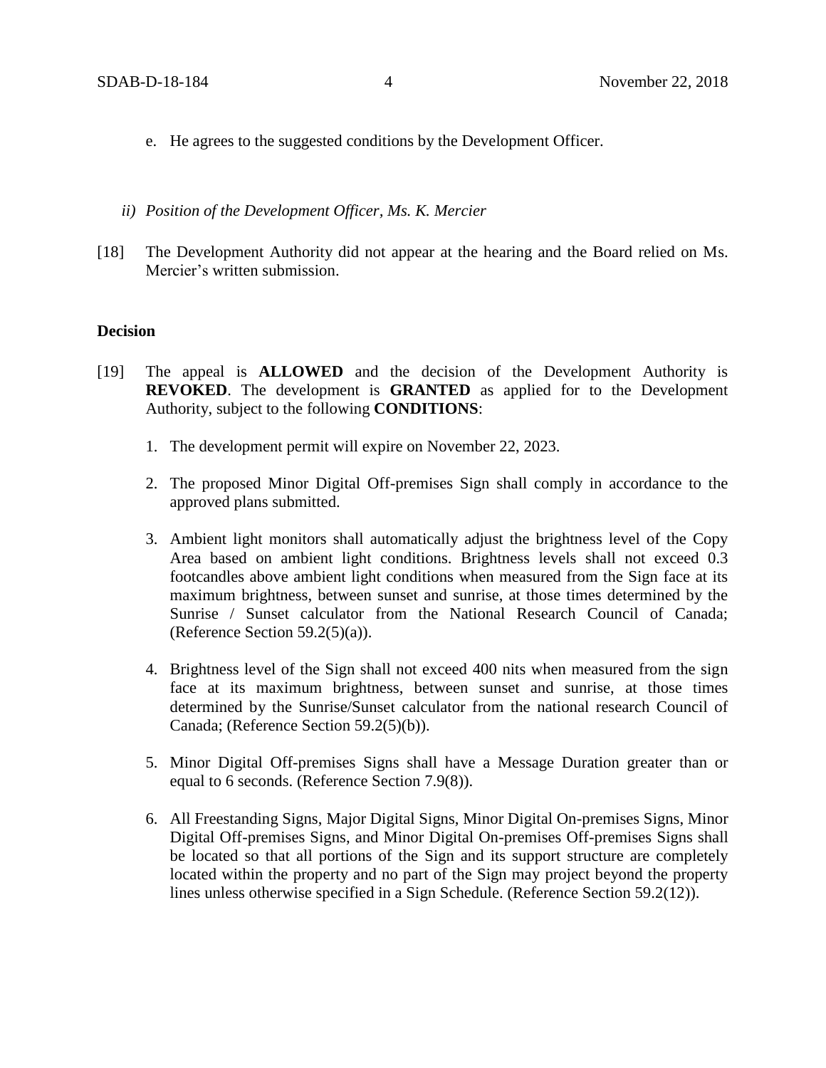e. He agrees to the suggested conditions by the Development Officer.

*ii) Position of the Development Officer, Ms. K. Mercier*

[18] The Development Authority did not appear at the hearing and the Board relied on Ms. Mercier's written submission.

**Decision**

[19] The appeal is **ALLOWED** and the decision of the Development Authority is **REVOKED**. The development is **GRANTED** as applied for to the Development Authority, subject to the following **CONDITIONS**:

1. The development permit will expire on November 22, 2023.

2. The proposed Minor Digital Off-premises Sign shall comply in accordance to the approved plans submitted.

3. Ambient light monitors shall automatically adjust the brightness level of the Copy Area based on ambient light conditions. Brightness levels shall not exceed 0.3 footcandles above ambient light conditions when measured from the Sign face at its maximum brightness, between sunset and sunrise, at those times determined by the Sunrise / Sunset calculator from the National Research Council of Canada; (Reference Section 59.2(5)(a)).

4. Brightness level of the Sign shall not exceed 400 nits when measured from the sign face at its maximum brightness, between sunset and sunrise, at those times determined by the Sunrise/Sunset calculator from the national research Council of Canada; (Reference Section 59.2(5)(b)).

5. Minor Digital Off-premises Signs shall have a Message Duration greater than or equal to 6 seconds. (Reference Section 7.9(8)).

6. All Freestanding Signs, Major Digital Signs, Minor Digital On-premises Signs, Minor Digital Off-premises Signs, and Minor Digital On-premises Off-premises Signs shall be located so that all portions of the Sign and its support structure are completely located within the property and no part of the Sign may project beyond the property lines unless otherwise specified in a Sign Schedule. (Reference Section 59.2(12)).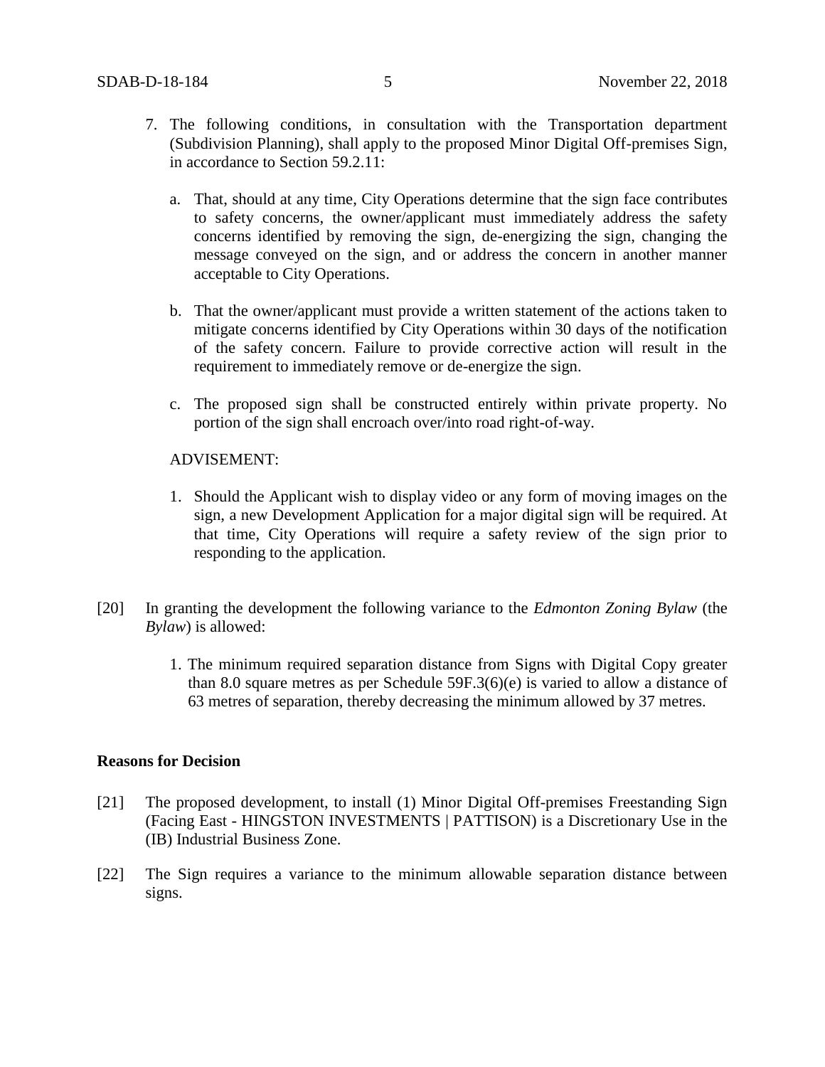7. The following conditions, in consultation with the Transportation department (Subdivision Planning), shall apply to the proposed Minor Digital Off-premises Sign, in accordance to Section 59.2.11:

   a. That, should at any time, City Operations determine that the sign face contributes to safety concerns, the owner/applicant must immediately address the safety concerns identified by removing the sign, de-energizing the sign, changing the message conveyed on the sign, and or address the concern in another manner acceptable to City Operations.

   b. That the owner/applicant must provide a written statement of the actions taken to mitigate concerns identified by City Operations within 30 days of the notification of the safety concern. Failure to provide corrective action will result in the requirement to immediately remove or de-energize the sign.

   c. The proposed sign shall be constructed entirely within private property. No portion of the sign shall encroach over/into road right-of-way.

   ADVISEMENT:

   1. Should the Applicant wish to display video or any form of moving images on the sign, a new Development Application for a major digital sign will be required. At that time, City Operations will require a safety review of the sign prior to responding to the application.

[20] In granting the development the following variance to the *Edmonton Zoning Bylaw* (the *Bylaw*) is allowed:

   1. The minimum required separation distance from Signs with Digital Copy greater than 8.0 square metres as per Schedule 59F.3(6)(e) is varied to allow a distance of 63 metres of separation, thereby decreasing the minimum allowed by 37 metres.

**Reasons for Decision**

[21] The proposed development, to install (1) Minor Digital Off-premises Freestanding Sign (Facing East - HINGSTON INVESTMENTS | PATTISON) is a Discretionary Use in the (IB) Industrial Business Zone.

[22] The Sign requires a variance to the minimum allowable separation distance between signs.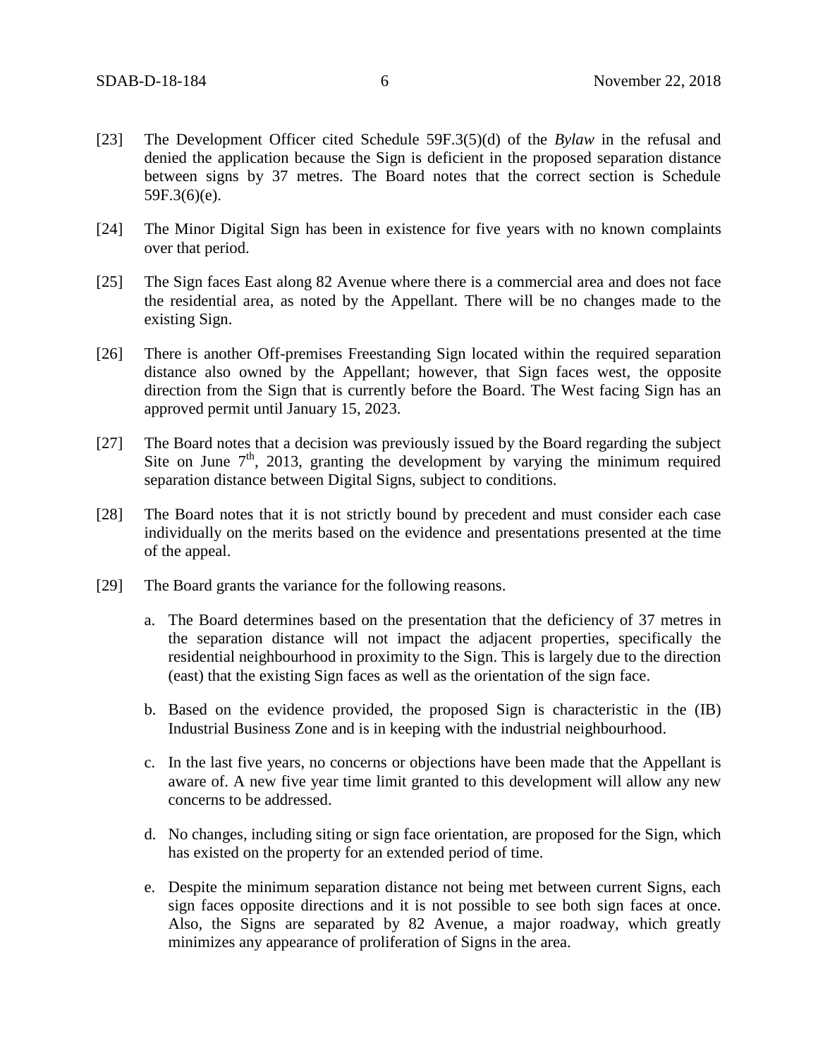[23] The Development Officer cited Schedule 59F.3(5)(d) of the *Bylaw* in the refusal and denied the application because the Sign is deficient in the proposed separation distance between signs by 37 metres. The Board notes that the correct section is Schedule 59F.3(6)(e).

[24] The Minor Digital Sign has been in existence for five years with no known complaints over that period.

[25] The Sign faces East along 82 Avenue where there is a commercial area and does not face the residential area, as noted by the Appellant. There will be no changes made to the existing Sign.

[26] There is another Off-premises Freestanding Sign located within the required separation distance also owned by the Appellant; however, that Sign faces west, the opposite direction from the Sign that is currently before the Board. The West facing Sign has an approved permit until January 15, 2023.

[27] The Board notes that a decision was previously issued by the Board regarding the subject Site on June 7th, 2013, granting the development by varying the minimum required separation distance between Digital Signs, subject to conditions.

[28] The Board notes that it is not strictly bound by precedent and must consider each case individually on the merits based on the evidence and presentations presented at the time of the appeal.

[29] The Board grants the variance for the following reasons.

a. The Board determines based on the presentation that the deficiency of 37 metres in the separation distance will not impact the adjacent properties, specifically the residential neighbourhood in proximity to the Sign. This is largely due to the direction (east) that the existing Sign faces as well as the orientation of the sign face.

b. Based on the evidence provided, the proposed Sign is characteristic in the (IB) Industrial Business Zone and is in keeping with the industrial neighbourhood.

c. In the last five years, no concerns or objections have been made that the Appellant is aware of. A new five year time limit granted to this development will allow any new concerns to be addressed.

d. No changes, including siting or sign face orientation, are proposed for the Sign, which has existed on the property for an extended period of time.

e. Despite the minimum separation distance not being met between current Signs, each sign faces opposite directions and it is not possible to see both sign faces at once. Also, the Signs are separated by 82 Avenue, a major roadway, which greatly minimizes any appearance of proliferation of Signs in the area.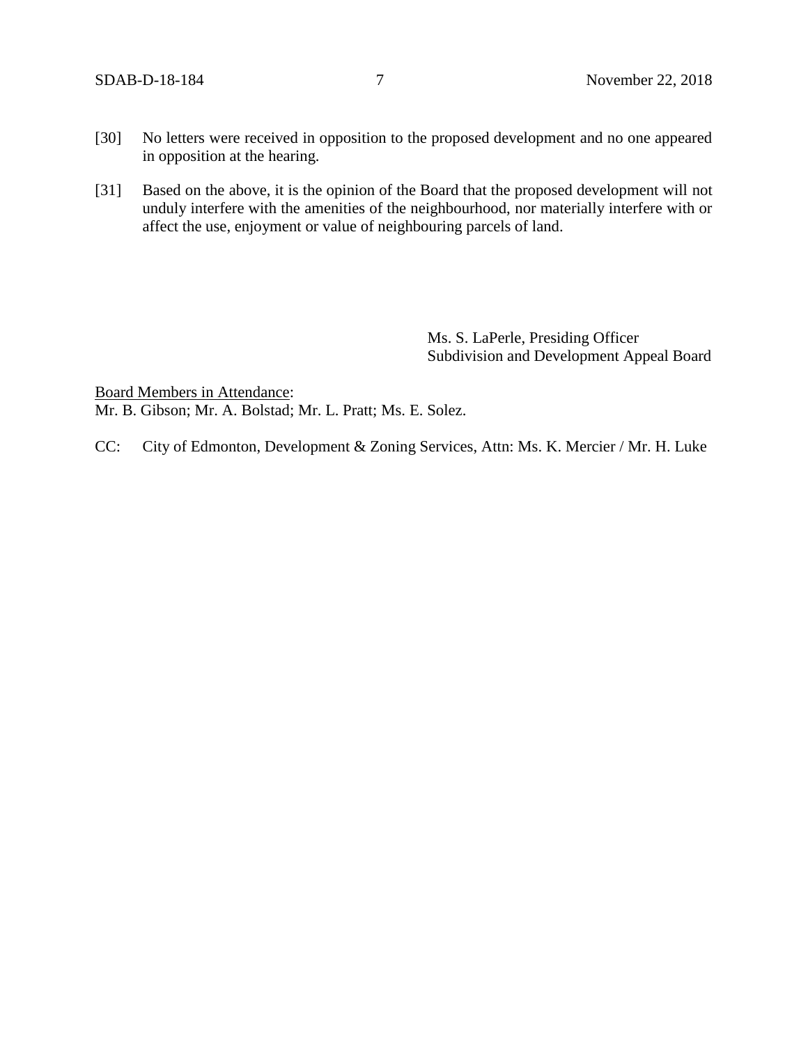[30] No letters were received in opposition to the proposed development and no one appeared in opposition at the hearing.

[31] Based on the above, it is the opinion of the Board that the proposed development will not unduly interfere with the amenities of the neighbourhood, nor materially interfere with or affect the use, enjoyment or value of neighbouring parcels of land.

Ms. S. LaPerle, Presiding Officer
Subdivision and Development Appeal Board

Board Members in Attendance:
Mr. B. Gibson; Mr. A. Bolstad; Mr. L. Pratt; Ms. E. Solez.

CC: City of Edmonton, Development & Zoning Services, Attn: Ms. K. Mercier / Mr. H. Luke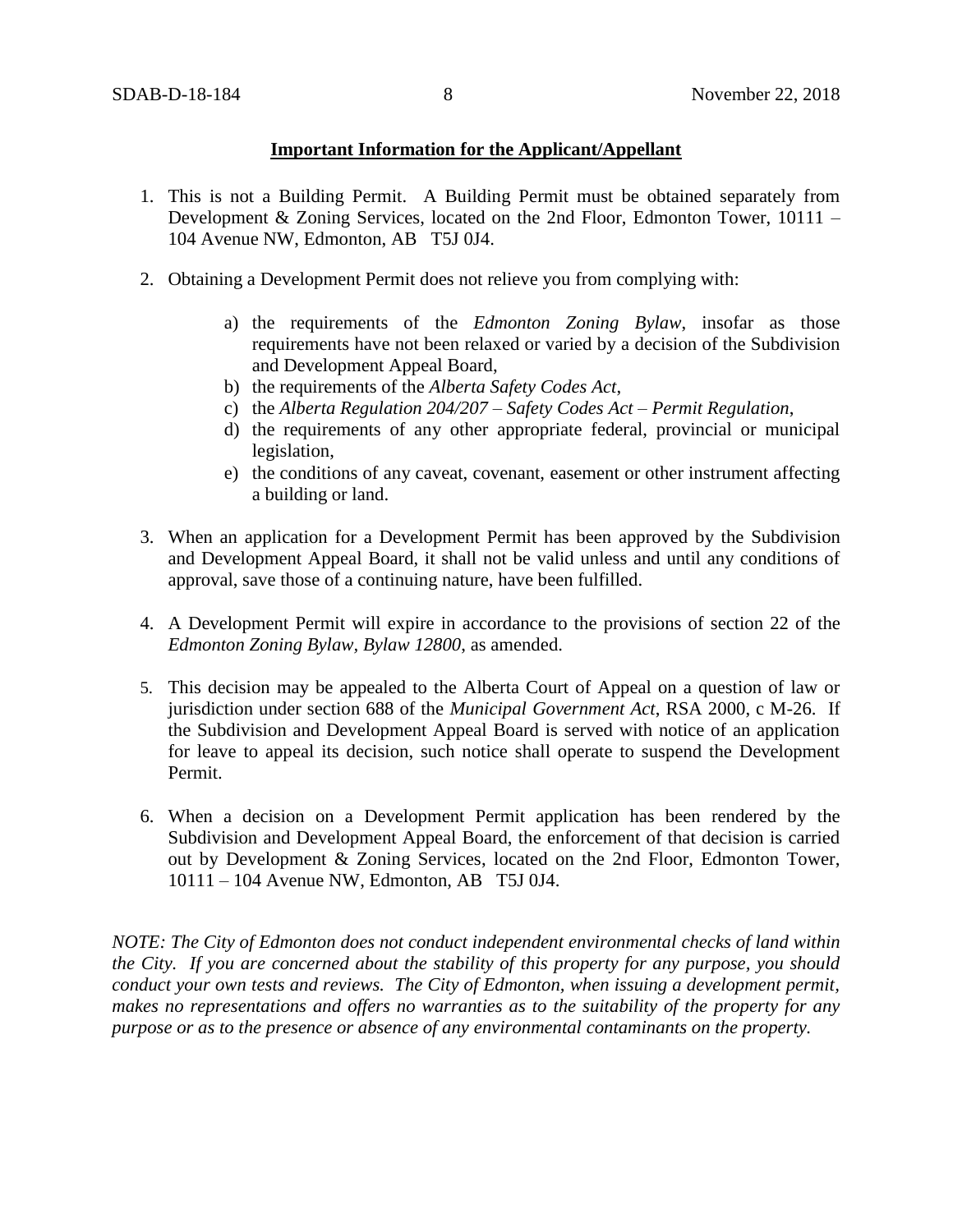**Important Information for the Applicant/Appellant**

1. This is not a Building Permit. A Building Permit must be obtained separately from Development & Zoning Services, located on the 2nd Floor, Edmonton Tower, 10111 – 104 Avenue NW, Edmonton, AB T5J 0J4.

2. Obtaining a Development Permit does not relieve you from complying with:

    a) the requirements of the *Edmonton Zoning Bylaw*, insofar as those requirements have not been relaxed or varied by a decision of the Subdivision and Development Appeal Board,
    b) the requirements of the *Alberta Safety Codes Act*,
    c) the *Alberta Regulation 204/207 – Safety Codes Act – Permit Regulation*,
    d) the requirements of any other appropriate federal, provincial or municipal legislation,
    e) the conditions of any caveat, covenant, easement or other instrument affecting a building or land.

3. When an application for a Development Permit has been approved by the Subdivision and Development Appeal Board, it shall not be valid unless and until any conditions of approval, save those of a continuing nature, have been fulfilled.

4. A Development Permit will expire in accordance to the provisions of section 22 of the *Edmonton Zoning Bylaw, Bylaw 12800*, as amended.

5. This decision may be appealed to the Alberta Court of Appeal on a question of law or jurisdiction under section 688 of the *Municipal Government Act*, RSA 2000, c M-26. If the Subdivision and Development Appeal Board is served with notice of an application for leave to appeal its decision, such notice shall operate to suspend the Development Permit.

6. When a decision on a Development Permit application has been rendered by the Subdivision and Development Appeal Board, the enforcement of that decision is carried out by Development & Zoning Services, located on the 2nd Floor, Edmonton Tower, 10111 – 104 Avenue NW, Edmonton, AB T5J 0J4.

*NOTE: The City of Edmonton does not conduct independent environmental checks of land within the City. If you are concerned about the stability of this property for any purpose, you should conduct your own tests and reviews. The City of Edmonton, when issuing a development permit, makes no representations and offers no warranties as to the suitability of the property for any purpose or as to the presence or absence of any environmental contaminants on the property.*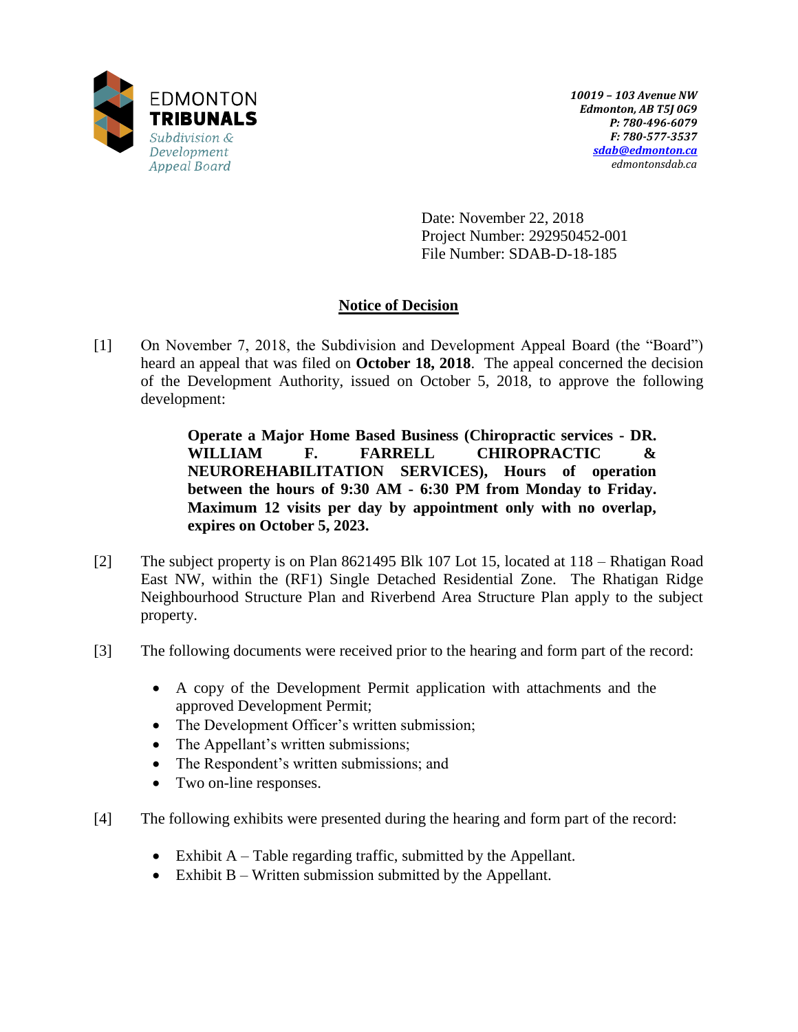EDMONTON
**TRIBUNALS**
*Subdivision & Development Appeal Board*

*10019 – 103 Avenue NW*
*Edmonton, AB T5J 0G9*
*P: 780-496-6079*
*F: 780-577-3537*
*sdab@edmonton.ca*
*edmontonsdab.ca*

Date: November 22, 2018
Project Number: 292950452-001
File Number: SDAB-D-18-185

## Notice of Decision

[1] On November 7, 2018, the Subdivision and Development Appeal Board (the "Board") heard an appeal that was filed on **October 18, 2018**. The appeal concerned the decision of the Development Authority, issued on October 5, 2018, to approve the following development:

> **Operate a Major Home Based Business (Chiropractic services - DR. WILLIAM F. FARRELL CHIROPRACTIC & NEUROREHABILITATION SERVICES), Hours of operation between the hours of 9:30 AM - 6:30 PM from Monday to Friday. Maximum 12 visits per day by appointment only with no overlap, expires on October 5, 2023.**

[2] The subject property is on Plan 8621495 Blk 107 Lot 15, located at 118 – Rhatigan Road East NW, within the (RF1) Single Detached Residential Zone. The Rhatigan Ridge Neighbourhood Structure Plan and Riverbend Area Structure Plan apply to the subject property.

[3] The following documents were received prior to the hearing and form part of the record:

- A copy of the Development Permit application with attachments and the approved Development Permit;
- The Development Officer's written submission;
- The Appellant's written submissions;
- The Respondent's written submissions; and
- Two on-line responses.

[4] The following exhibits were presented during the hearing and form part of the record:

- Exhibit A – Table regarding traffic, submitted by the Appellant.
- Exhibit B – Written submission submitted by the Appellant.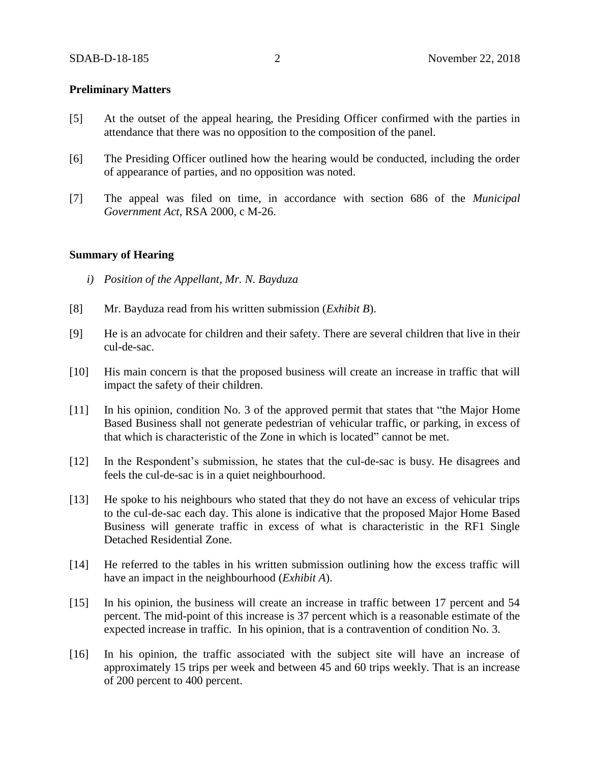## Preliminary Matters

[5] At the outset of the appeal hearing, the Presiding Officer confirmed with the parties in attendance that there was no opposition to the composition of the panel.

[6] The Presiding Officer outlined how the hearing would be conducted, including the order of appearance of parties, and no opposition was noted.

[7] The appeal was filed on time, in accordance with section 686 of the *Municipal Government Act*, RSA 2000, c M-26.

## Summary of Hearing

*i) Position of the Appellant, Mr. N. Bayduza*

[8] Mr. Bayduza read from his written submission (*Exhibit B*).

[9] He is an advocate for children and their safety. There are several children that live in their cul-de-sac.

[10] His main concern is that the proposed business will create an increase in traffic that will impact the safety of their children.

[11] In his opinion, condition No. 3 of the approved permit that states that "the Major Home Based Business shall not generate pedestrian of vehicular traffic, or parking, in excess of that which is characteristic of the Zone in which is located" cannot be met.

[12] In the Respondent's submission, he states that the cul-de-sac is busy. He disagrees and feels the cul-de-sac is in a quiet neighbourhood.

[13] He spoke to his neighbours who stated that they do not have an excess of vehicular trips to the cul-de-sac each day. This alone is indicative that the proposed Major Home Based Business will generate traffic in excess of what is characteristic in the RF1 Single Detached Residential Zone.

[14] He referred to the tables in his written submission outlining how the excess traffic will have an impact in the neighbourhood (*Exhibit A*).

[15] In his opinion, the business will create an increase in traffic between 17 percent and 54 percent. The mid-point of this increase is 37 percent which is a reasonable estimate of the expected increase in traffic. In his opinion, that is a contravention of condition No. 3.

[16] In his opinion, the traffic associated with the subject site will have an increase of approximately 15 trips per week and between 45 and 60 trips weekly. That is an increase of 200 percent to 400 percent.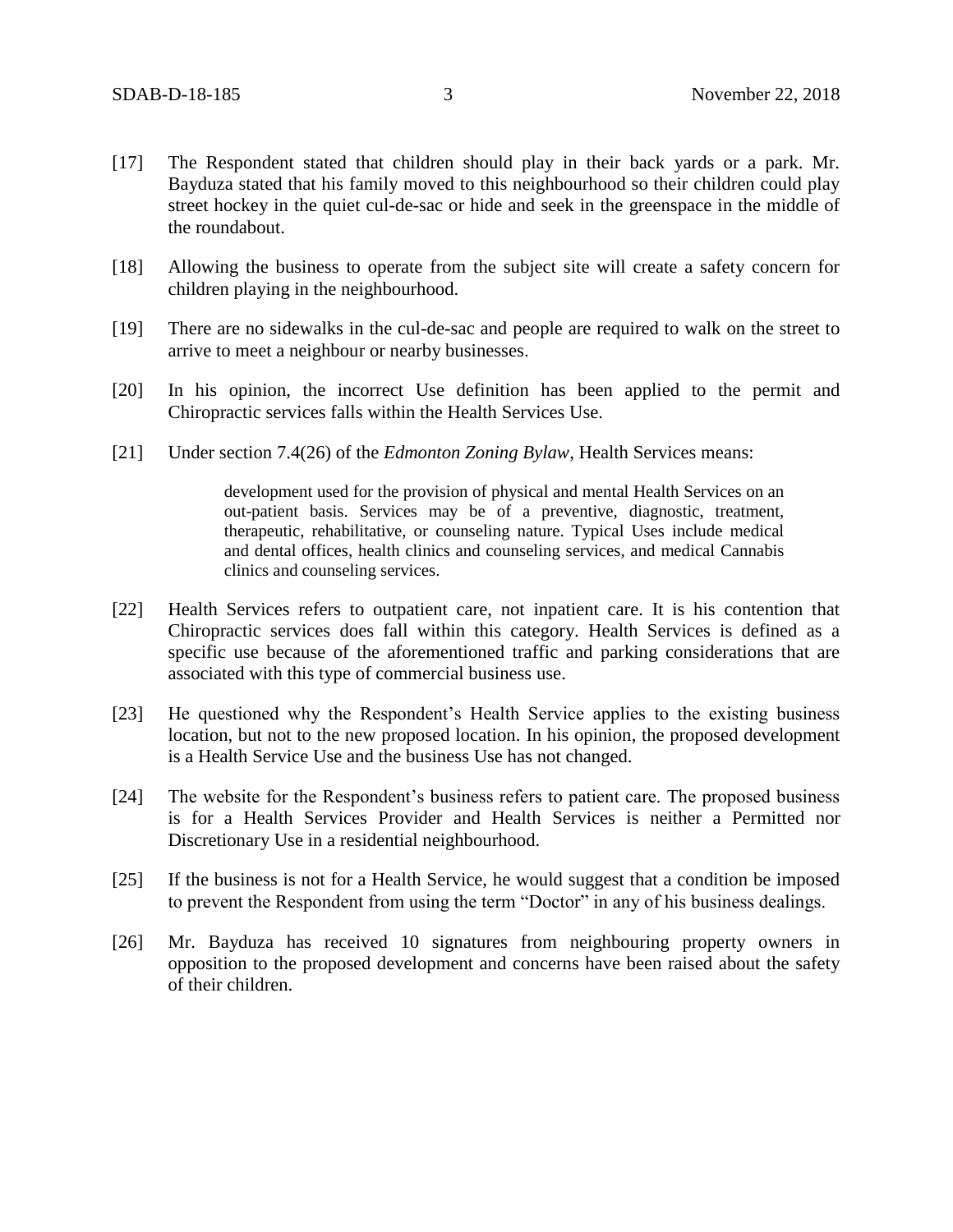[17] The Respondent stated that children should play in their back yards or a park. Mr. Bayduza stated that his family moved to this neighbourhood so their children could play street hockey in the quiet cul-de-sac or hide and seek in the greenspace in the middle of the roundabout.

[18] Allowing the business to operate from the subject site will create a safety concern for children playing in the neighbourhood.

[19] There are no sidewalks in the cul-de-sac and people are required to walk on the street to arrive to meet a neighbour or nearby businesses.

[20] In his opinion, the incorrect Use definition has been applied to the permit and Chiropractic services falls within the Health Services Use.

[21] Under section 7.4(26) of the *Edmonton Zoning Bylaw*, Health Services means:

> development used for the provision of physical and mental Health Services on an out-patient basis. Services may be of a preventive, diagnostic, treatment, therapeutic, rehabilitative, or counseling nature. Typical Uses include medical and dental offices, health clinics and counseling services, and medical Cannabis clinics and counseling services.

[22] Health Services refers to outpatient care, not inpatient care. It is his contention that Chiropractic services does fall within this category. Health Services is defined as a specific use because of the aforementioned traffic and parking considerations that are associated with this type of commercial business use.

[23] He questioned why the Respondent's Health Service applies to the existing business location, but not to the new proposed location. In his opinion, the proposed development is a Health Service Use and the business Use has not changed.

[24] The website for the Respondent's business refers to patient care. The proposed business is for a Health Services Provider and Health Services is neither a Permitted nor Discretionary Use in a residential neighbourhood.

[25] If the business is not for a Health Service, he would suggest that a condition be imposed to prevent the Respondent from using the term "Doctor" in any of his business dealings.

[26] Mr. Bayduza has received 10 signatures from neighbouring property owners in opposition to the proposed development and concerns have been raised about the safety of their children.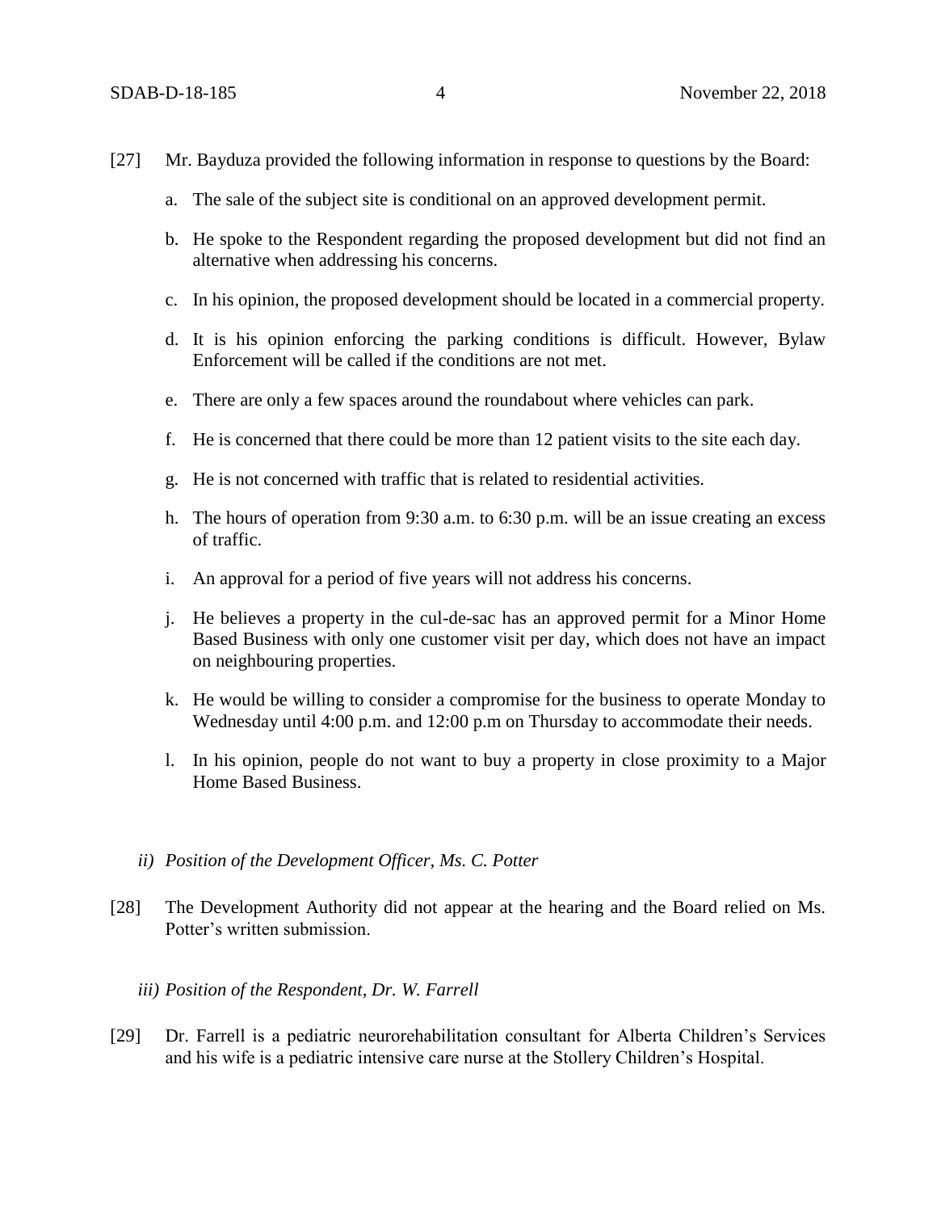[27] Mr. Bayduza provided the following information in response to questions by the Board:

a. The sale of the subject site is conditional on an approved development permit.

b. He spoke to the Respondent regarding the proposed development but did not find an alternative when addressing his concerns.

c. In his opinion, the proposed development should be located in a commercial property.

d. It is his opinion enforcing the parking conditions is difficult. However, Bylaw Enforcement will be called if the conditions are not met.

e. There are only a few spaces around the roundabout where vehicles can park.

f. He is concerned that there could be more than 12 patient visits to the site each day.

g. He is not concerned with traffic that is related to residential activities.

h. The hours of operation from 9:30 a.m. to 6:30 p.m. will be an issue creating an excess of traffic.

i. An approval for a period of five years will not address his concerns.

j. He believes a property in the cul-de-sac has an approved permit for a Minor Home Based Business with only one customer visit per day, which does not have an impact on neighbouring properties.

k. He would be willing to consider a compromise for the business to operate Monday to Wednesday until 4:00 p.m. and 12:00 p.m on Thursday to accommodate their needs.

l. In his opinion, people do not want to buy a property in close proximity to a Major Home Based Business.

*ii) Position of the Development Officer, Ms. C. Potter*

[28] The Development Authority did not appear at the hearing and the Board relied on Ms. Potter's written submission.

*iii) Position of the Respondent, Dr. W. Farrell*

[29] Dr. Farrell is a pediatric neurorehabilitation consultant for Alberta Children's Services and his wife is a pediatric intensive care nurse at the Stollery Children's Hospital.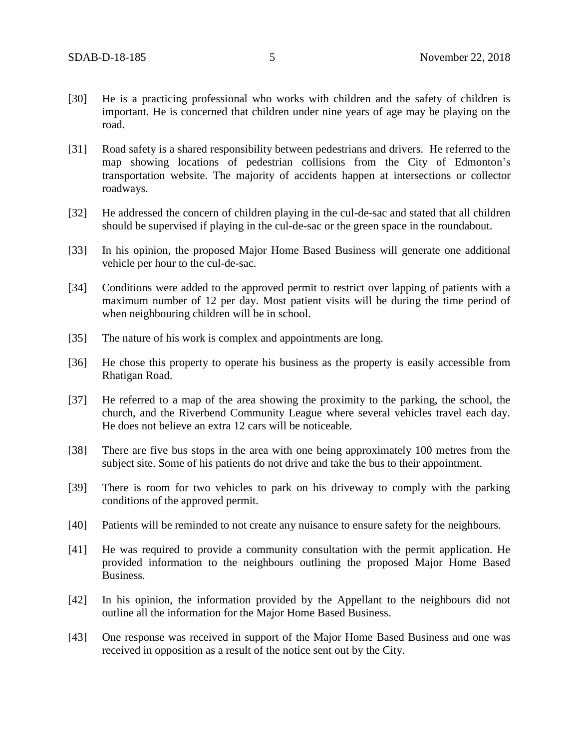[30] He is a practicing professional who works with children and the safety of children is important. He is concerned that children under nine years of age may be playing on the road.

[31] Road safety is a shared responsibility between pedestrians and drivers. He referred to the map showing locations of pedestrian collisions from the City of Edmonton's transportation website. The majority of accidents happen at intersections or collector roadways.

[32] He addressed the concern of children playing in the cul-de-sac and stated that all children should be supervised if playing in the cul-de-sac or the green space in the roundabout.

[33] In his opinion, the proposed Major Home Based Business will generate one additional vehicle per hour to the cul-de-sac.

[34] Conditions were added to the approved permit to restrict over lapping of patients with a maximum number of 12 per day. Most patient visits will be during the time period of when neighbouring children will be in school.

[35] The nature of his work is complex and appointments are long.

[36] He chose this property to operate his business as the property is easily accessible from Rhatigan Road.

[37] He referred to a map of the area showing the proximity to the parking, the school, the church, and the Riverbend Community League where several vehicles travel each day. He does not believe an extra 12 cars will be noticeable.

[38] There are five bus stops in the area with one being approximately 100 metres from the subject site. Some of his patients do not drive and take the bus to their appointment.

[39] There is room for two vehicles to park on his driveway to comply with the parking conditions of the approved permit.

[40] Patients will be reminded to not create any nuisance to ensure safety for the neighbours.

[41] He was required to provide a community consultation with the permit application. He provided information to the neighbours outlining the proposed Major Home Based Business.

[42] In his opinion, the information provided by the Appellant to the neighbours did not outline all the information for the Major Home Based Business.

[43] One response was received in support of the Major Home Based Business and one was received in opposition as a result of the notice sent out by the City.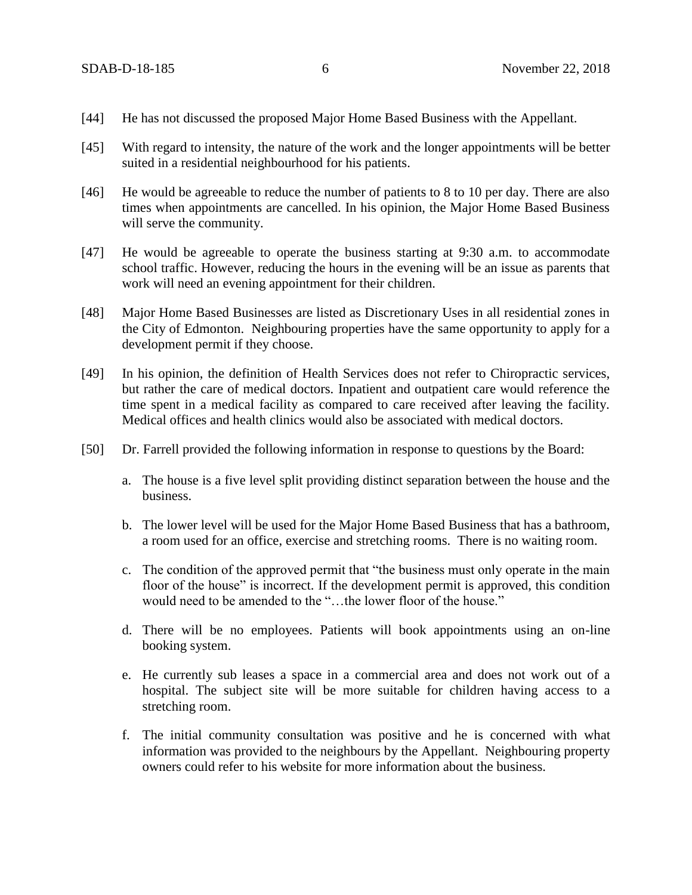[44] He has not discussed the proposed Major Home Based Business with the Appellant.

[45] With regard to intensity, the nature of the work and the longer appointments will be better suited in a residential neighbourhood for his patients.

[46] He would be agreeable to reduce the number of patients to 8 to 10 per day. There are also times when appointments are cancelled. In his opinion, the Major Home Based Business will serve the community.

[47] He would be agreeable to operate the business starting at 9:30 a.m. to accommodate school traffic. However, reducing the hours in the evening will be an issue as parents that work will need an evening appointment for their children.

[48] Major Home Based Businesses are listed as Discretionary Uses in all residential zones in the City of Edmonton. Neighbouring properties have the same opportunity to apply for a development permit if they choose.

[49] In his opinion, the definition of Health Services does not refer to Chiropractic services, but rather the care of medical doctors. Inpatient and outpatient care would reference the time spent in a medical facility as compared to care received after leaving the facility. Medical offices and health clinics would also be associated with medical doctors.

[50] Dr. Farrell provided the following information in response to questions by the Board:

a. The house is a five level split providing distinct separation between the house and the business.

b. The lower level will be used for the Major Home Based Business that has a bathroom, a room used for an office, exercise and stretching rooms. There is no waiting room.

c. The condition of the approved permit that "the business must only operate in the main floor of the house" is incorrect. If the development permit is approved, this condition would need to be amended to the "…the lower floor of the house."

d. There will be no employees. Patients will book appointments using an on-line booking system.

e. He currently sub leases a space in a commercial area and does not work out of a hospital. The subject site will be more suitable for children having access to a stretching room.

f. The initial community consultation was positive and he is concerned with what information was provided to the neighbours by the Appellant. Neighbouring property owners could refer to his website for more information about the business.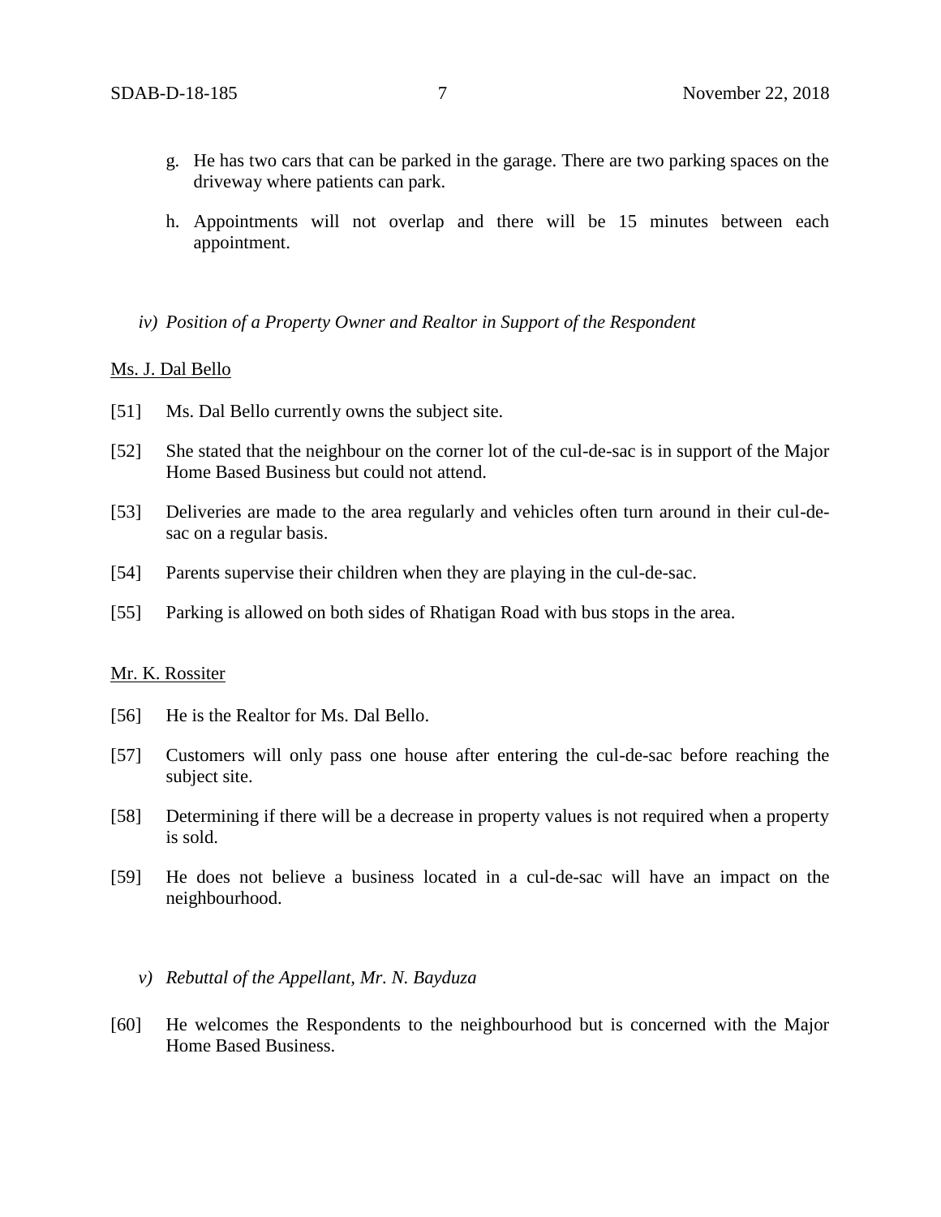g. He has two cars that can be parked in the garage. There are two parking spaces on the driveway where patients can park.

h. Appointments will not overlap and there will be 15 minutes between each appointment.

*iv) Position of a Property Owner and Realtor in Support of the Respondent*

Ms. J. Dal Bello

[51] Ms. Dal Bello currently owns the subject site.

[52] She stated that the neighbour on the corner lot of the cul-de-sac is in support of the Major Home Based Business but could not attend.

[53] Deliveries are made to the area regularly and vehicles often turn around in their cul-de-sac on a regular basis.

[54] Parents supervise their children when they are playing in the cul-de-sac.

[55] Parking is allowed on both sides of Rhatigan Road with bus stops in the area.

Mr. K. Rossiter

[56] He is the Realtor for Ms. Dal Bello.

[57] Customers will only pass one house after entering the cul-de-sac before reaching the subject site.

[58] Determining if there will be a decrease in property values is not required when a property is sold.

[59] He does not believe a business located in a cul-de-sac will have an impact on the neighbourhood.

*v) Rebuttal of the Appellant, Mr. N. Bayduza*

[60] He welcomes the Respondents to the neighbourhood but is concerned with the Major Home Based Business.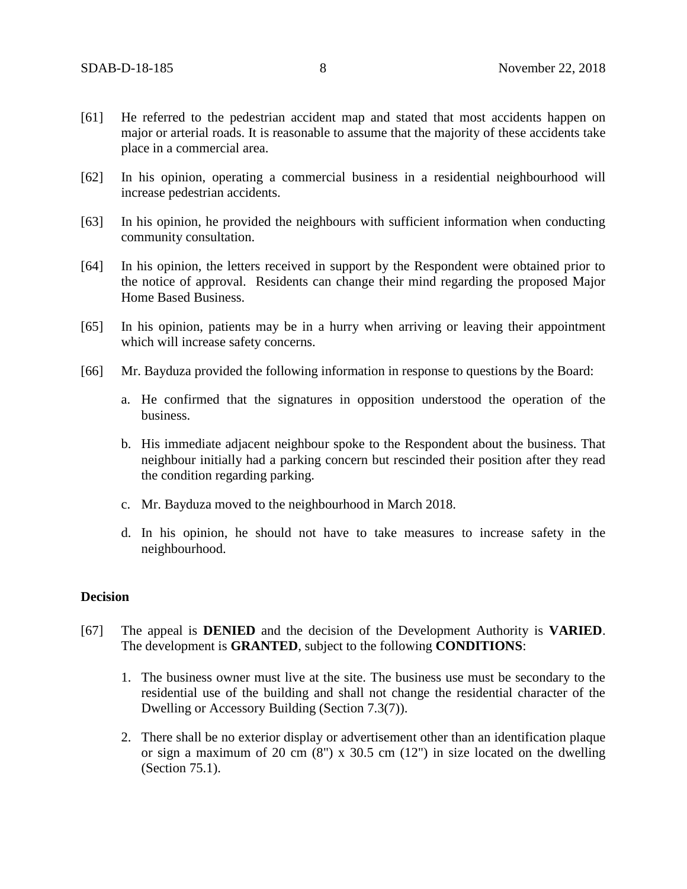[61] He referred to the pedestrian accident map and stated that most accidents happen on major or arterial roads. It is reasonable to assume that the majority of these accidents take place in a commercial area.

[62] In his opinion, operating a commercial business in a residential neighbourhood will increase pedestrian accidents.

[63] In his opinion, he provided the neighbours with sufficient information when conducting community consultation.

[64] In his opinion, the letters received in support by the Respondent were obtained prior to the notice of approval. Residents can change their mind regarding the proposed Major Home Based Business.

[65] In his opinion, patients may be in a hurry when arriving or leaving their appointment which will increase safety concerns.

[66] Mr. Bayduza provided the following information in response to questions by the Board:

a. He confirmed that the signatures in opposition understood the operation of the business.

b. His immediate adjacent neighbour spoke to the Respondent about the business. That neighbour initially had a parking concern but rescinded their position after they read the condition regarding parking.

c. Mr. Bayduza moved to the neighbourhood in March 2018.

d. In his opinion, he should not have to take measures to increase safety in the neighbourhood.

**Decision**

[67] The appeal is **DENIED** and the decision of the Development Authority is **VARIED**. The development is **GRANTED**, subject to the following **CONDITIONS**:

1. The business owner must live at the site. The business use must be secondary to the residential use of the building and shall not change the residential character of the Dwelling or Accessory Building (Section 7.3(7)).

2. There shall be no exterior display or advertisement other than an identification plaque or sign a maximum of 20 cm (8") x 30.5 cm (12") in size located on the dwelling (Section 75.1).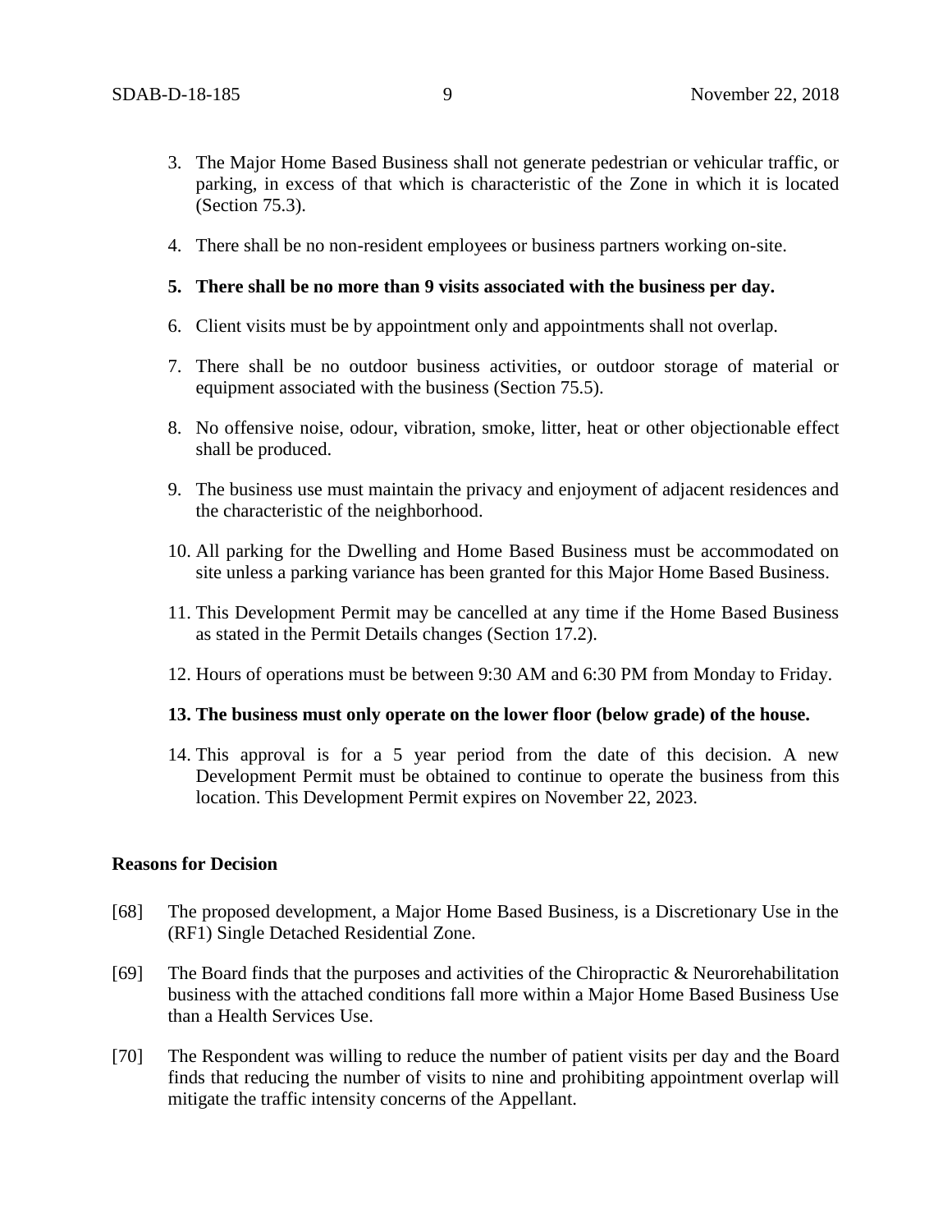3. The Major Home Based Business shall not generate pedestrian or vehicular traffic, or parking, in excess of that which is characteristic of the Zone in which it is located (Section 75.3).

4. There shall be no non-resident employees or business partners working on-site.

5. **There shall be no more than 9 visits associated with the business per day.**

6. Client visits must be by appointment only and appointments shall not overlap.

7. There shall be no outdoor business activities, or outdoor storage of material or equipment associated with the business (Section 75.5).

8. No offensive noise, odour, vibration, smoke, litter, heat or other objectionable effect shall be produced.

9. The business use must maintain the privacy and enjoyment of adjacent residences and the characteristic of the neighborhood.

10. All parking for the Dwelling and Home Based Business must be accommodated on site unless a parking variance has been granted for this Major Home Based Business.

11. This Development Permit may be cancelled at any time if the Home Based Business as stated in the Permit Details changes (Section 17.2).

12. Hours of operations must be between 9:30 AM and 6:30 PM from Monday to Friday.

13. **The business must only operate on the lower floor (below grade) of the house.**

14. This approval is for a 5 year period from the date of this decision. A new Development Permit must be obtained to continue to operate the business from this location. This Development Permit expires on November 22, 2023.

**Reasons for Decision**

[68] The proposed development, a Major Home Based Business, is a Discretionary Use in the (RF1) Single Detached Residential Zone.

[69] The Board finds that the purposes and activities of the Chiropractic & Neurorehabilitation business with the attached conditions fall more within a Major Home Based Business Use than a Health Services Use.

[70] The Respondent was willing to reduce the number of patient visits per day and the Board finds that reducing the number of visits to nine and prohibiting appointment overlap will mitigate the traffic intensity concerns of the Appellant.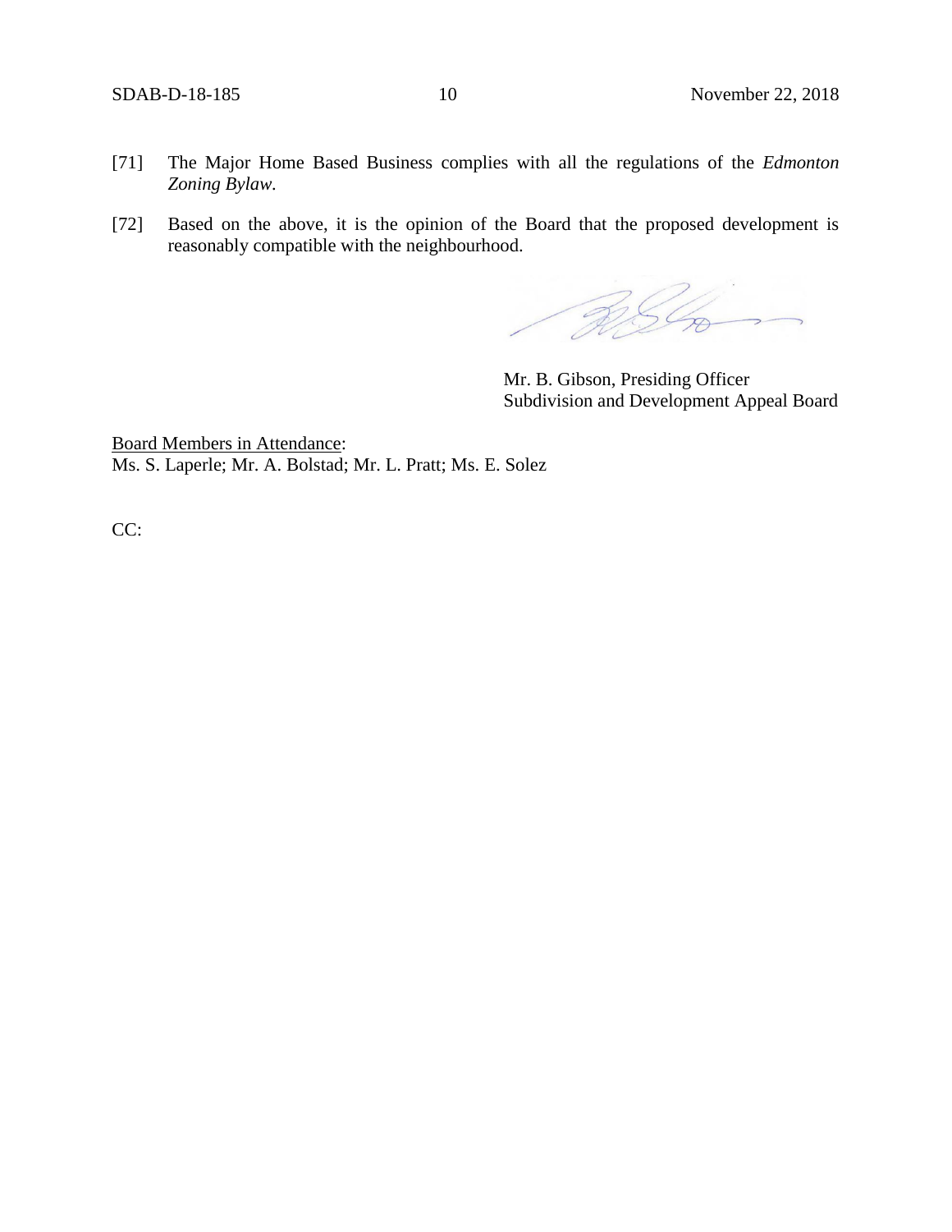[71] The Major Home Based Business complies with all the regulations of the *Edmonton Zoning Bylaw*.

[72] Based on the above, it is the opinion of the Board that the proposed development is reasonably compatible with the neighbourhood.

Mr. B. Gibson, Presiding Officer
Subdivision and Development Appeal Board

<u>Board Members in Attendance</u>:
Ms. S. Laperle; Mr. A. Bolstad; Mr. L. Pratt; Ms. E. Solez

CC: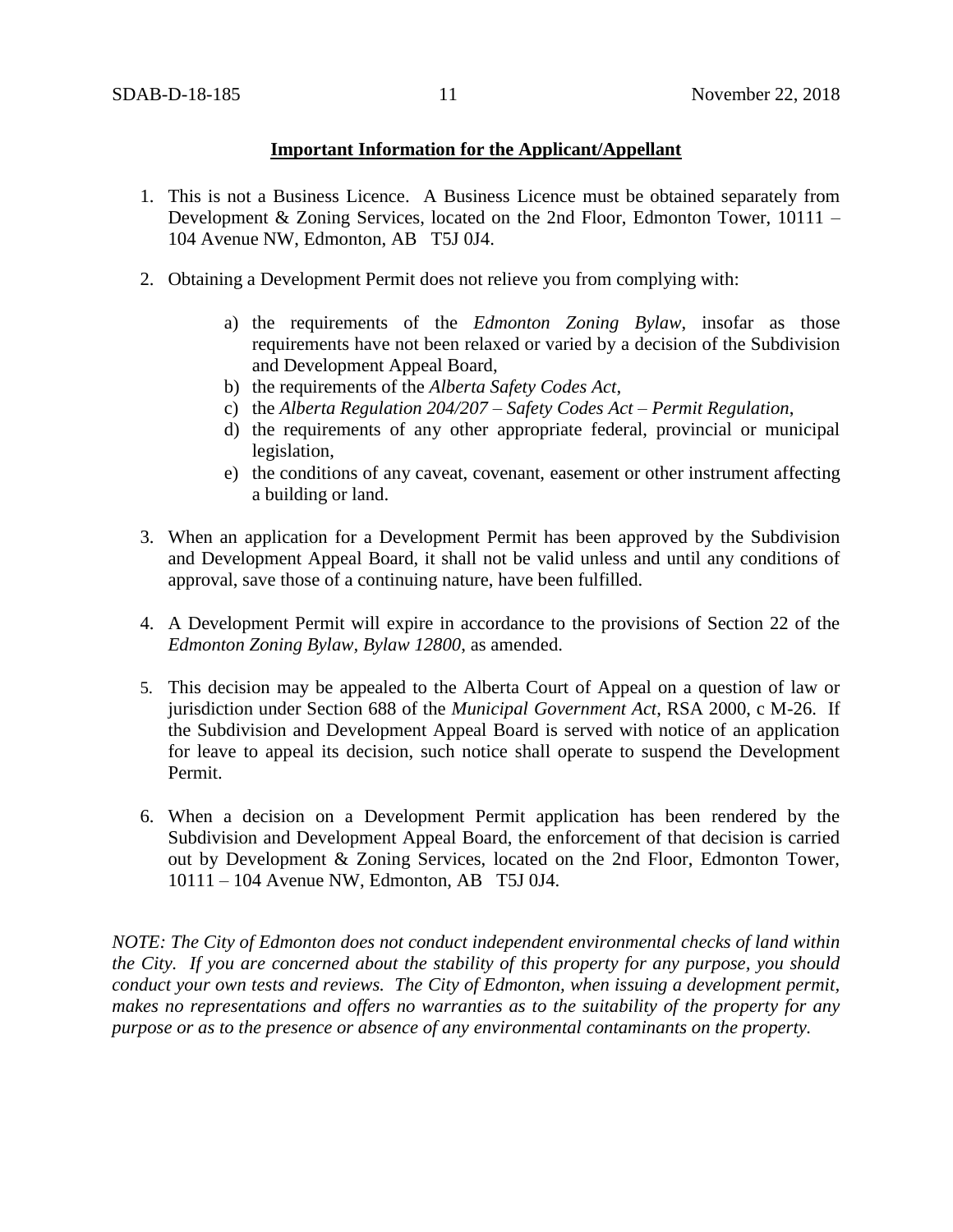**Important Information for the Applicant/Appellant**

1. This is not a Business Licence. A Business Licence must be obtained separately from Development & Zoning Services, located on the 2nd Floor, Edmonton Tower, 10111 – 104 Avenue NW, Edmonton, AB T5J 0J4.

2. Obtaining a Development Permit does not relieve you from complying with:

   a) the requirements of the *Edmonton Zoning Bylaw*, insofar as those requirements have not been relaxed or varied by a decision of the Subdivision and Development Appeal Board,
   b) the requirements of the *Alberta Safety Codes Act*,
   c) the *Alberta Regulation 204/207 – Safety Codes Act – Permit Regulation*,
   d) the requirements of any other appropriate federal, provincial or municipal legislation,
   e) the conditions of any caveat, covenant, easement or other instrument affecting a building or land.

3. When an application for a Development Permit has been approved by the Subdivision and Development Appeal Board, it shall not be valid unless and until any conditions of approval, save those of a continuing nature, have been fulfilled.

4. A Development Permit will expire in accordance to the provisions of Section 22 of the *Edmonton Zoning Bylaw, Bylaw 12800*, as amended.

5. This decision may be appealed to the Alberta Court of Appeal on a question of law or jurisdiction under Section 688 of the *Municipal Government Act*, RSA 2000, c M-26. If the Subdivision and Development Appeal Board is served with notice of an application for leave to appeal its decision, such notice shall operate to suspend the Development Permit.

6. When a decision on a Development Permit application has been rendered by the Subdivision and Development Appeal Board, the enforcement of that decision is carried out by Development & Zoning Services, located on the 2nd Floor, Edmonton Tower, 10111 – 104 Avenue NW, Edmonton, AB T5J 0J4.

*NOTE: The City of Edmonton does not conduct independent environmental checks of land within the City. If you are concerned about the stability of this property for any purpose, you should conduct your own tests and reviews. The City of Edmonton, when issuing a development permit, makes no representations and offers no warranties as to the suitability of the property for any purpose or as to the presence or absence of any environmental contaminants on the property.*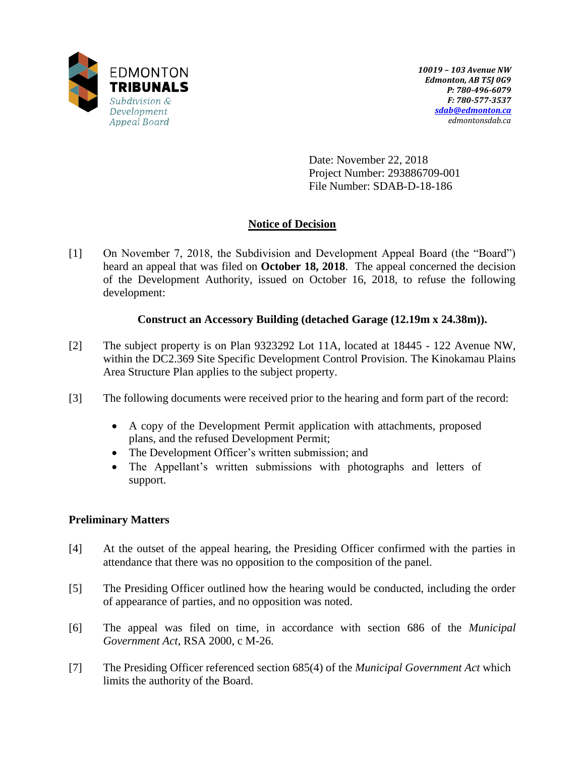10019 – 103 Avenue NW
Edmonton, AB T5J 0G9
P: 780-496-6079
F: 780-577-3537
sdab@edmonton.ca
edmontonsdab.ca

Date: November 22, 2018
Project Number: 293886709-001
File Number: SDAB-D-18-186

## Notice of Decision

[1] On November 7, 2018, the Subdivision and Development Appeal Board (the "Board") heard an appeal that was filed on **October 18, 2018**. The appeal concerned the decision of the Development Authority, issued on October 16, 2018, to refuse the following development:

**Construct an Accessory Building (detached Garage (12.19m x 24.38m)).**

[2] The subject property is on Plan 9323292 Lot 11A, located at 18445 - 122 Avenue NW, within the DC2.369 Site Specific Development Control Provision. The Kinokamau Plains Area Structure Plan applies to the subject property.

[3] The following documents were received prior to the hearing and form part of the record:

- A copy of the Development Permit application with attachments, proposed plans, and the refused Development Permit;
- The Development Officer's written submission; and
- The Appellant's written submissions with photographs and letters of support.

### Preliminary Matters

[4] At the outset of the appeal hearing, the Presiding Officer confirmed with the parties in attendance that there was no opposition to the composition of the panel.

[5] The Presiding Officer outlined how the hearing would be conducted, including the order of appearance of parties, and no opposition was noted.

[6] The appeal was filed on time, in accordance with section 686 of the *Municipal Government Act*, RSA 2000, c M-26.

[7] The Presiding Officer referenced section 685(4) of the *Municipal Government Act* which limits the authority of the Board.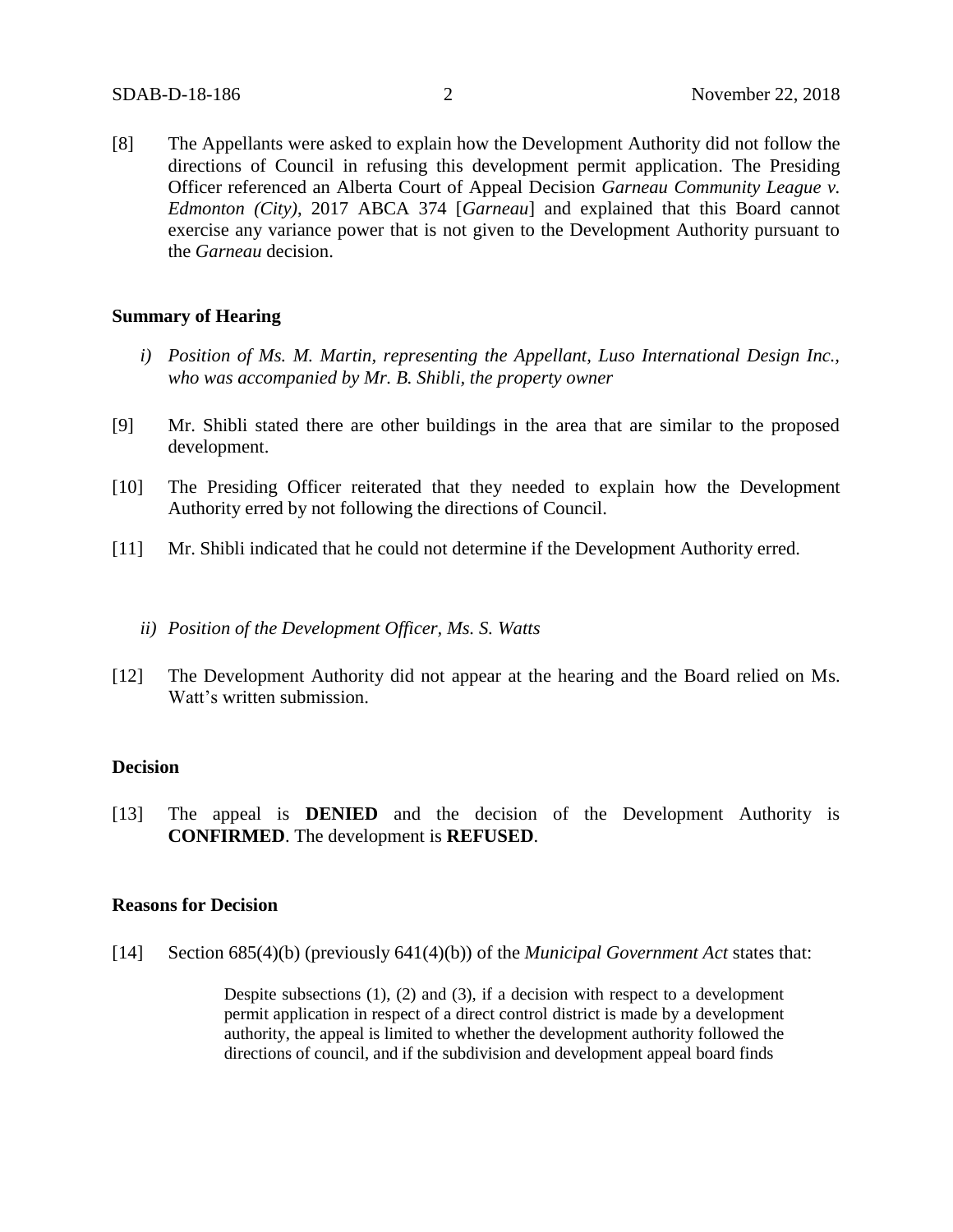[8] The Appellants were asked to explain how the Development Authority did not follow the directions of Council in refusing this development permit application. The Presiding Officer referenced an Alberta Court of Appeal Decision *Garneau Community League v. Edmonton (City)*, 2017 ABCA 374 [*Garneau*] and explained that this Board cannot exercise any variance power that is not given to the Development Authority pursuant to the *Garneau* decision.

**Summary of Hearing**

*i) Position of Ms. M. Martin, representing the Appellant, Luso International Design Inc., who was accompanied by Mr. B. Shibli, the property owner*

[9] Mr. Shibli stated there are other buildings in the area that are similar to the proposed development.

[10] The Presiding Officer reiterated that they needed to explain how the Development Authority erred by not following the directions of Council.

[11] Mr. Shibli indicated that he could not determine if the Development Authority erred.

*ii) Position of the Development Officer, Ms. S. Watts*

[12] The Development Authority did not appear at the hearing and the Board relied on Ms. Watt's written submission.

**Decision**

[13] The appeal is **DENIED** and the decision of the Development Authority is **CONFIRMED**. The development is **REFUSED**.

**Reasons for Decision**

[14] Section 685(4)(b) (previously 641(4)(b)) of the *Municipal Government Act* states that:

> Despite subsections (1), (2) and (3), if a decision with respect to a development permit application in respect of a direct control district is made by a development authority, the appeal is limited to whether the development authority followed the directions of council, and if the subdivision and development appeal board finds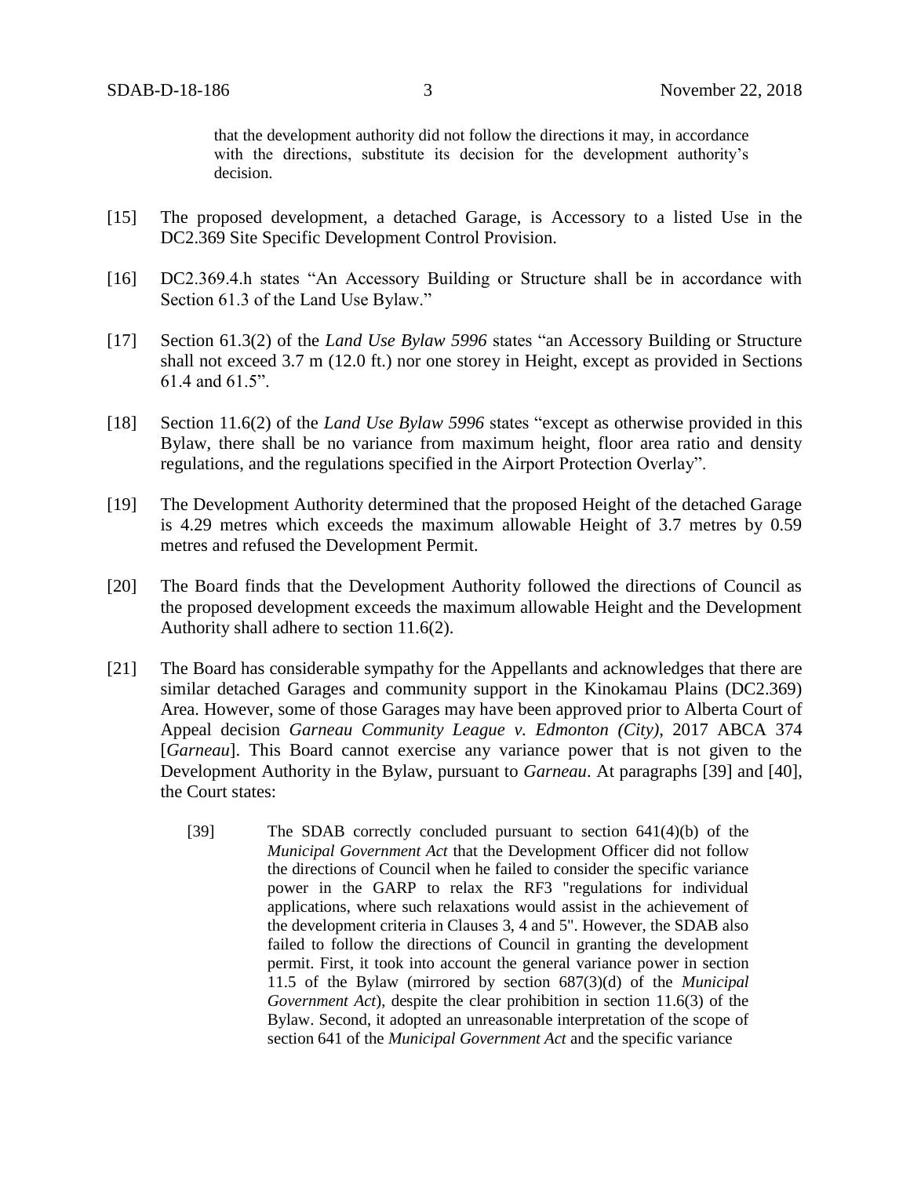that the development authority did not follow the directions it may, in accordance with the directions, substitute its decision for the development authority's decision.

[15] The proposed development, a detached Garage, is Accessory to a listed Use in the DC2.369 Site Specific Development Control Provision.

[16] DC2.369.4.h states "An Accessory Building or Structure shall be in accordance with Section 61.3 of the Land Use Bylaw."

[17] Section 61.3(2) of the *Land Use Bylaw 5996* states "an Accessory Building or Structure shall not exceed 3.7 m (12.0 ft.) nor one storey in Height, except as provided in Sections 61.4 and 61.5".

[18] Section 11.6(2) of the *Land Use Bylaw 5996* states "except as otherwise provided in this Bylaw, there shall be no variance from maximum height, floor area ratio and density regulations, and the regulations specified in the Airport Protection Overlay".

[19] The Development Authority determined that the proposed Height of the detached Garage is 4.29 metres which exceeds the maximum allowable Height of 3.7 metres by 0.59 metres and refused the Development Permit.

[20] The Board finds that the Development Authority followed the directions of Council as the proposed development exceeds the maximum allowable Height and the Development Authority shall adhere to section 11.6(2).

[21] The Board has considerable sympathy for the Appellants and acknowledges that there are similar detached Garages and community support in the Kinokamau Plains (DC2.369) Area. However, some of those Garages may have been approved prior to Alberta Court of Appeal decision *Garneau Community League v. Edmonton (City)*, 2017 ABCA 374 [*Garneau*]. This Board cannot exercise any variance power that is not given to the Development Authority in the Bylaw, pursuant to *Garneau*. At paragraphs [39] and [40], the Court states:

> [39] The SDAB correctly concluded pursuant to section 641(4)(b) of the *Municipal Government Act* that the Development Officer did not follow the directions of Council when he failed to consider the specific variance power in the GARP to relax the RF3 "regulations for individual applications, where such relaxations would assist in the achievement of the development criteria in Clauses 3, 4 and 5". However, the SDAB also failed to follow the directions of Council in granting the development permit. First, it took into account the general variance power in section 11.5 of the Bylaw (mirrored by section 687(3)(d) of the *Municipal Government Act*), despite the clear prohibition in section 11.6(3) of the Bylaw. Second, it adopted an unreasonable interpretation of the scope of section 641 of the *Municipal Government Act* and the specific variance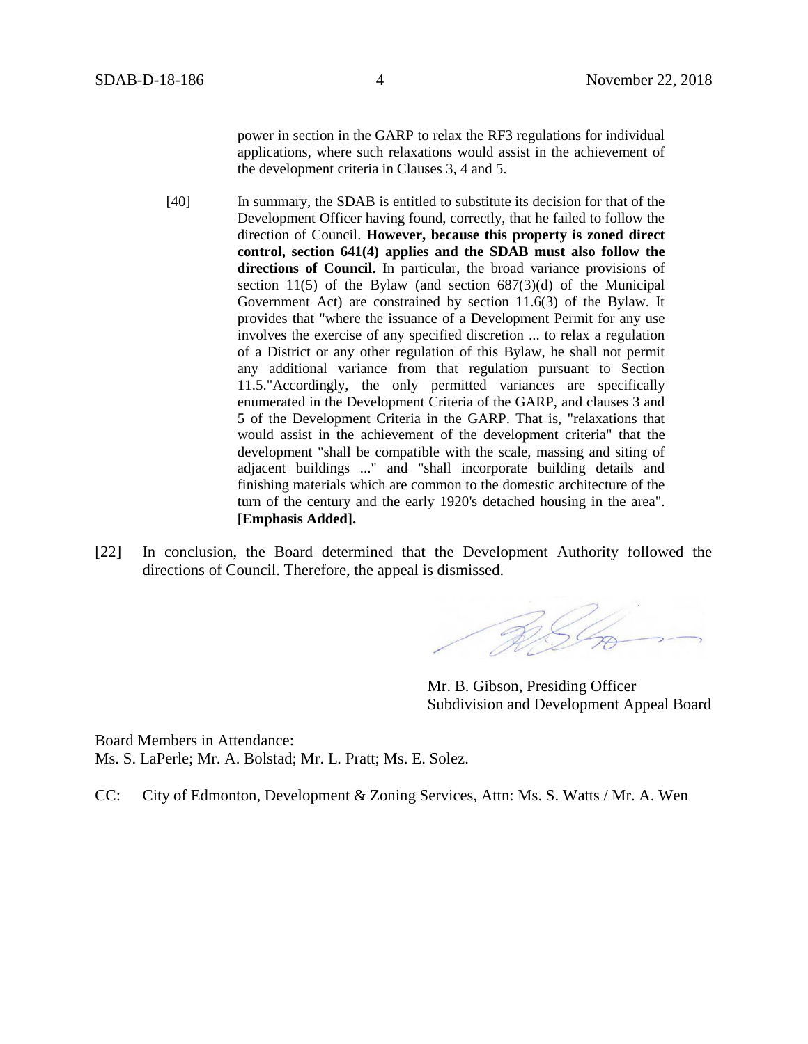power in section in the GARP to relax the RF3 regulations for individual applications, where such relaxations would assist in the achievement of the development criteria in Clauses 3, 4 and 5.

> [40] In summary, the SDAB is entitled to substitute its decision for that of the Development Officer having found, correctly, that he failed to follow the direction of Council. **However, because this property is zoned direct control, section 641(4) applies and the SDAB must also follow the directions of Council.** In particular, the broad variance provisions of section 11(5) of the Bylaw (and section 687(3)(d) of the Municipal Government Act) are constrained by section 11.6(3) of the Bylaw. It provides that "where the issuance of a Development Permit for any use involves the exercise of any specified discretion ... to relax a regulation of a District or any other regulation of this Bylaw, he shall not permit any additional variance from that regulation pursuant to Section 11.5."Accordingly, the only permitted variances are specifically enumerated in the Development Criteria of the GARP, and clauses 3 and 5 of the Development Criteria in the GARP. That is, "relaxations that would assist in the achievement of the development criteria" that the development "shall be compatible with the scale, massing and siting of adjacent buildings ..." and "shall incorporate building details and finishing materials which are common to the domestic architecture of the turn of the century and the early 1920's detached housing in the area". **[Emphasis Added].**

[22] In conclusion, the Board determined that the Development Authority followed the directions of Council. Therefore, the appeal is dismissed.

Mr. B. Gibson, Presiding Officer
Subdivision and Development Appeal Board

Board Members in Attendance:
Ms. S. LaPerle; Mr. A. Bolstad; Mr. L. Pratt; Ms. E. Solez.

CC: City of Edmonton, Development & Zoning Services, Attn: Ms. S. Watts / Mr. A. Wen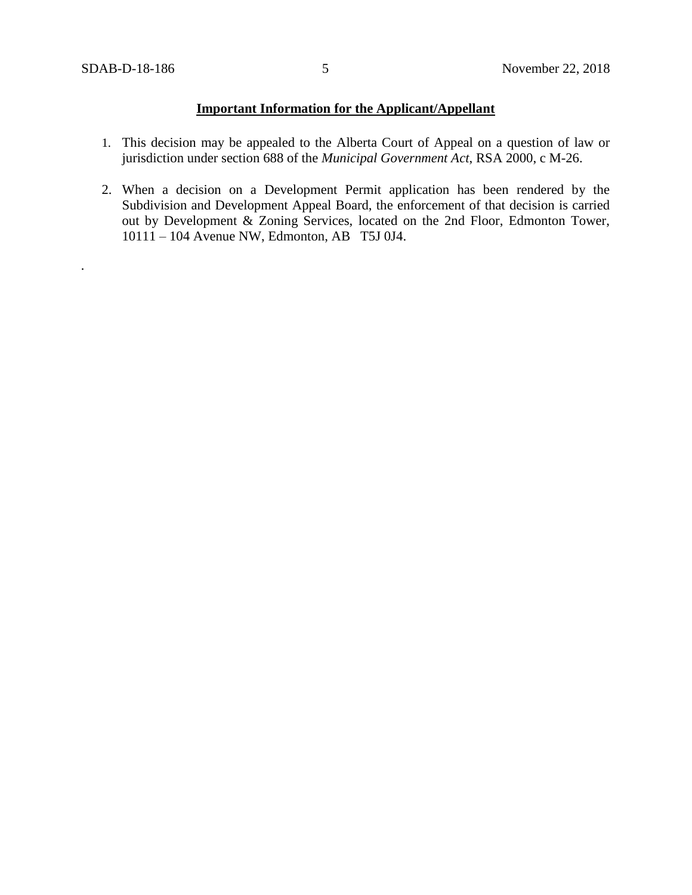**Important Information for the Applicant/Appellant**

1. This decision may be appealed to the Alberta Court of Appeal on a question of law or jurisdiction under section 688 of the *Municipal Government Act*, RSA 2000, c M-26.

2. When a decision on a Development Permit application has been rendered by the Subdivision and Development Appeal Board, the enforcement of that decision is carried out by Development & Zoning Services, located on the 2nd Floor, Edmonton Tower, 10111 – 104 Avenue NW, Edmonton, AB T5J 0J4.

.